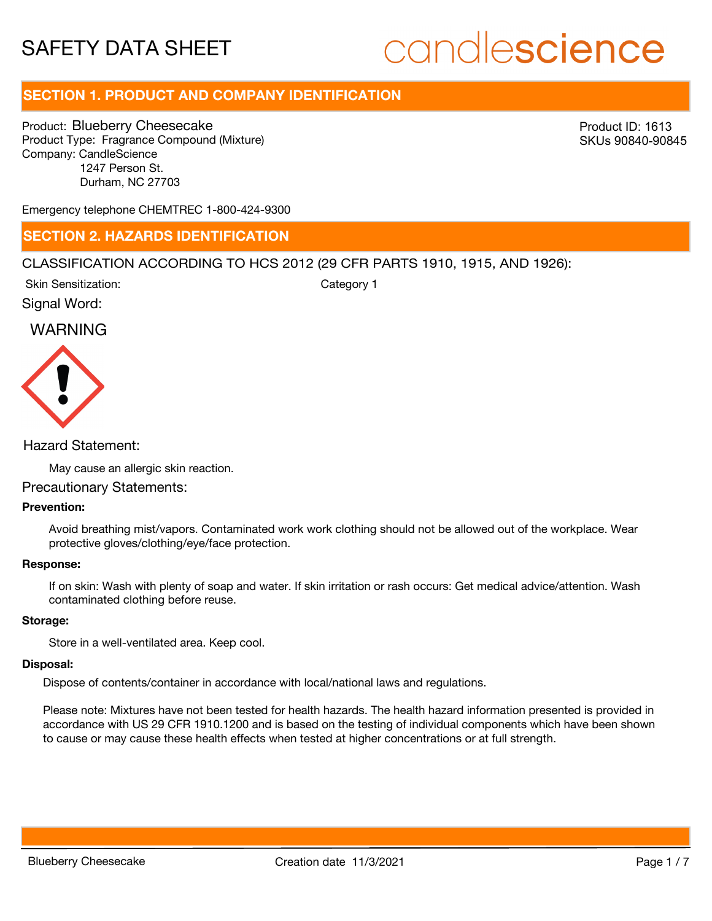# SAFETY DATA SHEET

candlescience

## SECTION 1. PRODUCT AND COMPANY IDENTIFICATION

Product: Blueberry Cheesecake
Product Type: Fragrance Compound (Mixture)
Company: CandleScience
1247 Person St.
Durham, NC 27703

Product ID: 1613
SKUs 90840-90845

Emergency telephone CHEMTREC 1-800-424-9300

## SECTION 2. HAZARDS IDENTIFICATION

CLASSIFICATION ACCORDING TO HCS 2012 (29 CFR PARTS 1910, 1915, AND 1926):

Skin Sensitization: Category 1

Signal Word:

WARNING

Hazard Statement:

May cause an allergic skin reaction.

Precautionary Statements:

**Prevention:**

Avoid breathing mist/vapors. Contaminated work work clothing should not be allowed out of the workplace. Wear protective gloves/clothing/eye/face protection.

**Response:**

If on skin: Wash with plenty of soap and water. If skin irritation or rash occurs: Get medical advice/attention. Wash contaminated clothing before reuse.

**Storage:**

Store in a well-ventilated area. Keep cool.

**Disposal:**

Dispose of contents/container in accordance with local/national laws and regulations.

Please note: Mixtures have not been tested for health hazards. The health hazard information presented is provided in accordance with US 29 CFR 1910.1200 and is based on the testing of individual components which have been shown to cause or may cause these health effects when tested at higher concentrations or at full strength.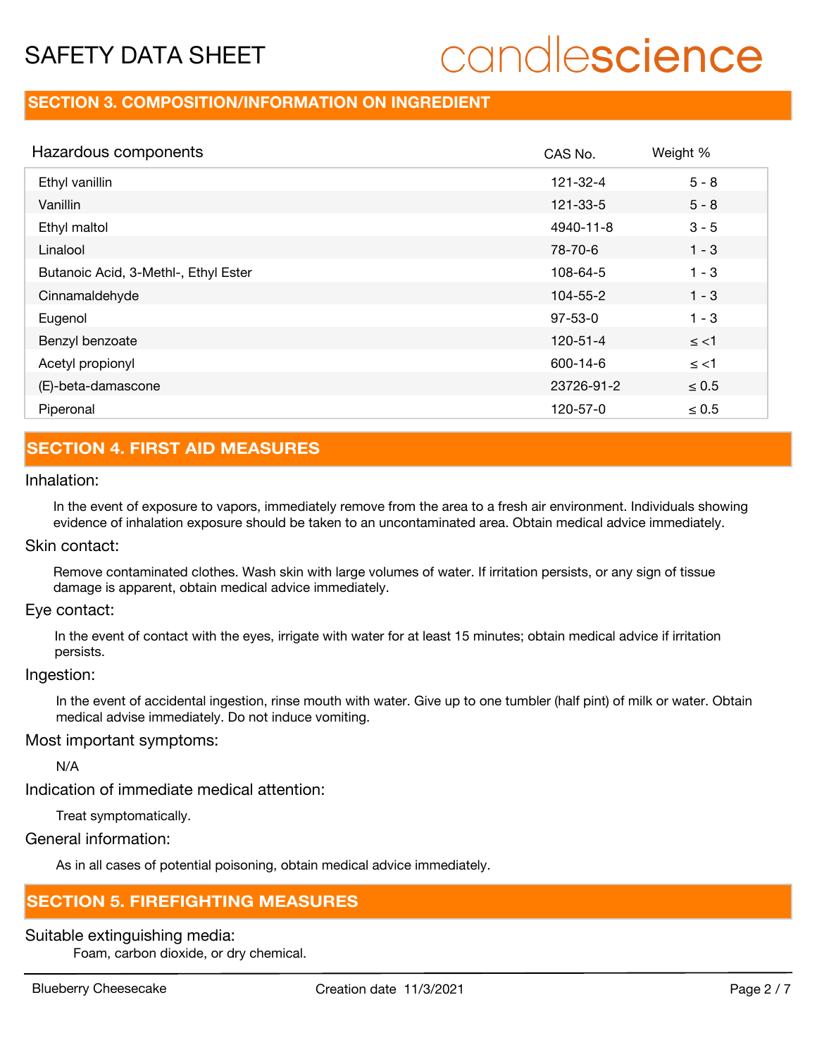## SECTION 3. COMPOSITION/INFORMATION ON INGREDIENT

| Hazardous components | CAS No. | Weight % |
| --- | --- | --- |
| Ethyl vanillin | 121-32-4 | 5 - 8 |
| Vanillin | 121-33-5 | 5 - 8 |
| Ethyl maltol | 4940-11-8 | 3 - 5 |
| Linalool | 78-70-6 | 1 - 3 |
| Butanoic Acid, 3-Methl-, Ethyl Ester | 108-64-5 | 1 - 3 |
| Cinnamaldehyde | 104-55-2 | 1 - 3 |
| Eugenol | 97-53-0 | 1 - 3 |
| Benzyl benzoate | 120-51-4 | ≤ <1 |
| Acetyl propionyl | 600-14-6 | ≤ <1 |
| (E)-beta-damascone | 23726-91-2 | ≤ 0.5 |
| Piperonal | 120-57-0 | ≤ 0.5 |

## SECTION 4. FIRST AID MEASURES

### Inhalation:

In the event of exposure to vapors, immediately remove from the area to a fresh air environment. Individuals showing evidence of inhalation exposure should be taken to an uncontaminated area. Obtain medical advice immediately.

### Skin contact:

Remove contaminated clothes. Wash skin with large volumes of water. If irritation persists, or any sign of tissue damage is apparent, obtain medical advice immediately.

### Eye contact:

In the event of contact with the eyes, irrigate with water for at least 15 minutes; obtain medical advice if irritation persists.

### Ingestion:

In the event of accidental ingestion, rinse mouth with water. Give up to one tumbler (half pint) of milk or water. Obtain medical advise immediately. Do not induce vomiting.

### Most important symptoms:

N/A

### Indication of immediate medical attention:

Treat symptomatically.

### General information:

As in all cases of potential poisoning, obtain medical advice immediately.

## SECTION 5. FIREFIGHTING MEASURES

### Suitable extinguishing media:

Foam, carbon dioxide, or dry chemical.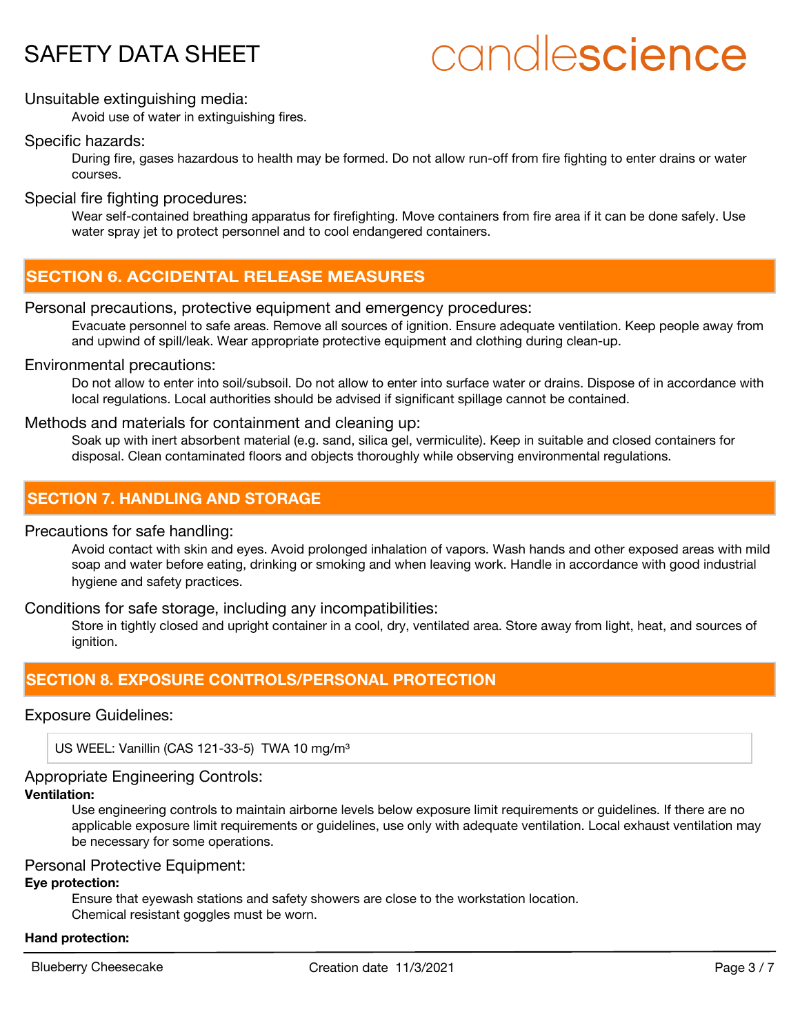Unsuitable extinguishing media:

Avoid use of water in extinguishing fires.

Specific hazards:

During fire, gases hazardous to health may be formed. Do not allow run-off from fire fighting to enter drains or water courses.

Special fire fighting procedures:

Wear self-contained breathing apparatus for firefighting. Move containers from fire area if it can be done safely. Use water spray jet to protect personnel and to cool endangered containers.

## SECTION 6. ACCIDENTAL RELEASE MEASURES

Personal precautions, protective equipment and emergency procedures:

Evacuate personnel to safe areas. Remove all sources of ignition. Ensure adequate ventilation. Keep people away from and upwind of spill/leak. Wear appropriate protective equipment and clothing during clean-up.

Environmental precautions:

Do not allow to enter into soil/subsoil. Do not allow to enter into surface water or drains. Dispose of in accordance with local regulations. Local authorities should be advised if significant spillage cannot be contained.

Methods and materials for containment and cleaning up:

Soak up with inert absorbent material (e.g. sand, silica gel, vermiculite). Keep in suitable and closed containers for disposal. Clean contaminated floors and objects thoroughly while observing environmental regulations.

## SECTION 7. HANDLING AND STORAGE

Precautions for safe handling:

Avoid contact with skin and eyes. Avoid prolonged inhalation of vapors. Wash hands and other exposed areas with mild soap and water before eating, drinking or smoking and when leaving work. Handle in accordance with good industrial hygiene and safety practices.

Conditions for safe storage, including any incompatibilities:

Store in tightly closed and upright container in a cool, dry, ventilated area. Store away from light, heat, and sources of ignition.

## SECTION 8. EXPOSURE CONTROLS/PERSONAL PROTECTION

Exposure Guidelines:

| US WEEL: Vanillin (CAS 121-33-5) TWA 10 mg/m³ |
|---|

Appropriate Engineering Controls:

**Ventilation:**

Use engineering controls to maintain airborne levels below exposure limit requirements or guidelines. If there are no applicable exposure limit requirements or guidelines, use only with adequate ventilation. Local exhaust ventilation may be necessary for some operations.

Personal Protective Equipment:

**Eye protection:**

Ensure that eyewash stations and safety showers are close to the workstation location.
Chemical resistant goggles must be worn.

**Hand protection:**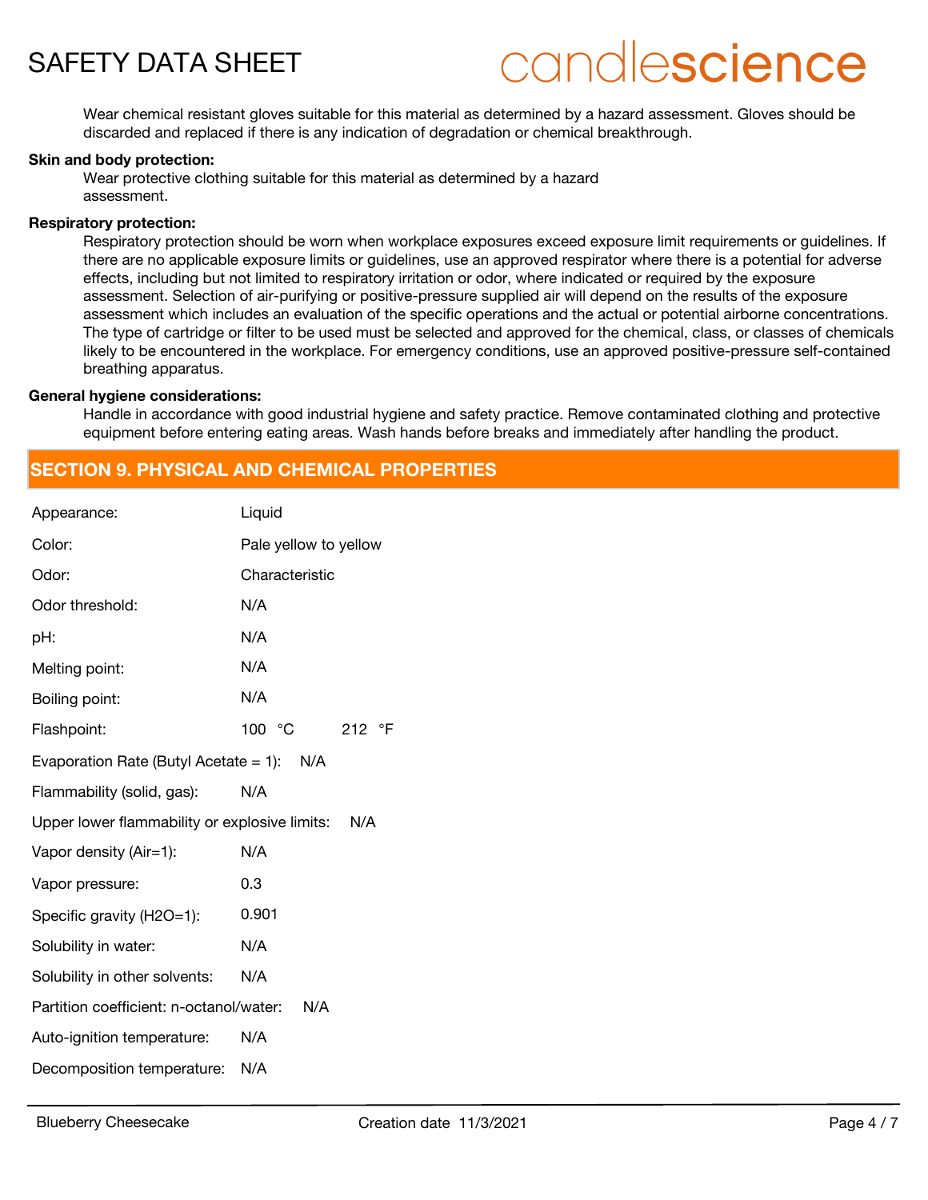Wear chemical resistant gloves suitable for this material as determined by a hazard assessment. Gloves should be discarded and replaced if there is any indication of degradation or chemical breakthrough.

**Skin and body protection:**

Wear protective clothing suitable for this material as determined by a hazard assessment.

**Respiratory protection:**

Respiratory protection should be worn when workplace exposures exceed exposure limit requirements or guidelines. If there are no applicable exposure limits or guidelines, use an approved respirator where there is a potential for adverse effects, including but not limited to respiratory irritation or odor, where indicated or required by the exposure assessment. Selection of air-purifying or positive-pressure supplied air will depend on the results of the exposure assessment which includes an evaluation of the specific operations and the actual or potential airborne concentrations. The type of cartridge or filter to be used must be selected and approved for the chemical, class, or classes of chemicals likely to be encountered in the workplace. For emergency conditions, use an approved positive-pressure self-contained breathing apparatus.

**General hygiene considerations:**

Handle in accordance with good industrial hygiene and safety practice. Remove contaminated clothing and protective equipment before entering eating areas. Wash hands before breaks and immediately after handling the product.

## SECTION 9. PHYSICAL AND CHEMICAL PROPERTIES

| Property | Value |
|---|---|
| Appearance: | Liquid |
| Color: | Pale yellow to yellow |
| Odor: | Characteristic |
| Odor threshold: | N/A |
| pH: | N/A |
| Melting point: | N/A |
| Boiling point: | N/A |
| Flashpoint: | 100 °C  212 °F |
| Evaporation Rate (Butyl Acetate = 1): | N/A |
| Flammability (solid, gas): | N/A |
| Upper lower flammability or explosive limits: | N/A |
| Vapor density (Air=1): | N/A |
| Vapor pressure: | 0.3 |
| Specific gravity (H2O=1): | 0.901 |
| Solubility in water: | N/A |
| Solubility in other solvents: | N/A |
| Partition coefficient: n-octanol/water: | N/A |
| Auto-ignition temperature: | N/A |
| Decomposition temperature: | N/A |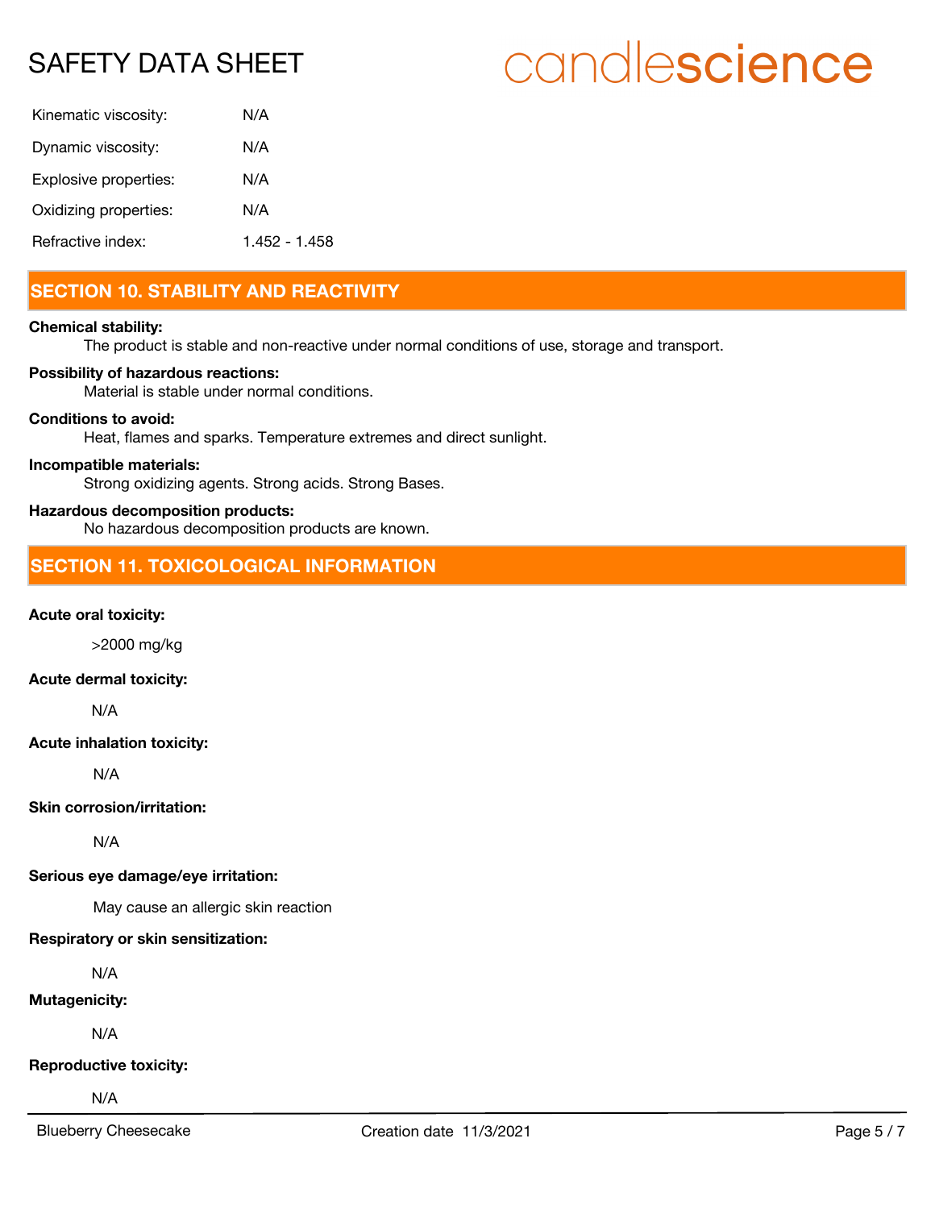| | |
|---|---|
| Kinematic viscosity: | N/A |
| Dynamic viscosity: | N/A |
| Explosive properties: | N/A |
| Oxidizing properties: | N/A |
| Refractive index: | 1.452 - 1.458 |

## SECTION 10. STABILITY AND REACTIVITY

**Chemical stability:**

The product is stable and non-reactive under normal conditions of use, storage and transport.

**Possibility of hazardous reactions:**

Material is stable under normal conditions.

**Conditions to avoid:**

Heat, flames and sparks. Temperature extremes and direct sunlight.

**Incompatible materials:**

Strong oxidizing agents. Strong acids. Strong Bases.

**Hazardous decomposition products:**

No hazardous decomposition products are known.

## SECTION 11. TOXICOLOGICAL INFORMATION

**Acute oral toxicity:**

>2000 mg/kg

**Acute dermal toxicity:**

N/A

**Acute inhalation toxicity:**

N/A

**Skin corrosion/irritation:**

N/A

**Serious eye damage/eye irritation:**

May cause an allergic skin reaction

**Respiratory or skin sensitization:**

N/A

**Mutagenicity:**

N/A

**Reproductive toxicity:**

N/A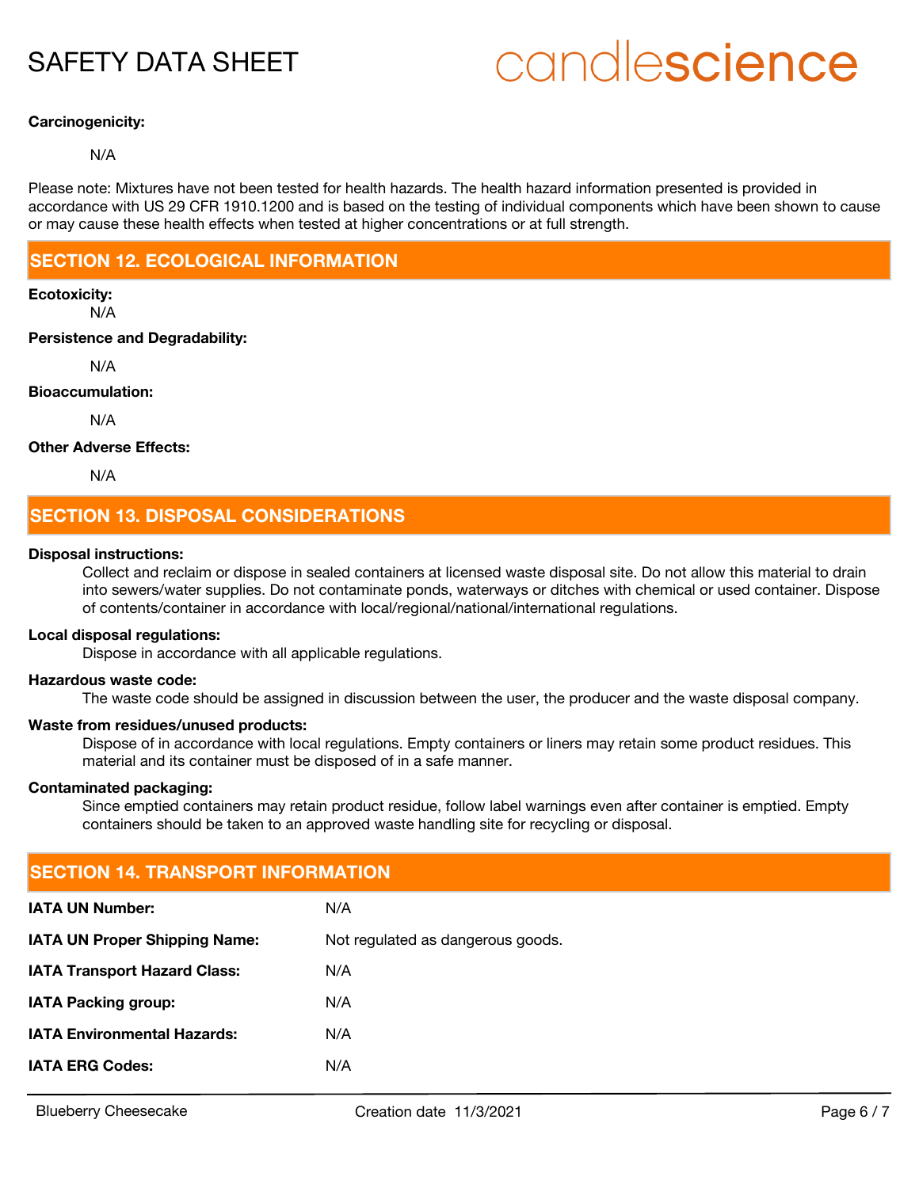**Carcinogenicity:**

N/A

Please note: Mixtures have not been tested for health hazards. The health hazard information presented is provided in accordance with US 29 CFR 1910.1200 and is based on the testing of individual components which have been shown to cause or may cause these health effects when tested at higher concentrations or at full strength.

## SECTION 12. ECOLOGICAL INFORMATION

**Ecotoxicity:**

N/A

**Persistence and Degradability:**

N/A

**Bioaccumulation:**

N/A

**Other Adverse Effects:**

N/A

## SECTION 13. DISPOSAL CONSIDERATIONS

**Disposal instructions:**

Collect and reclaim or dispose in sealed containers at licensed waste disposal site. Do not allow this material to drain into sewers/water supplies. Do not contaminate ponds, waterways or ditches with chemical or used container. Dispose of contents/container in accordance with local/regional/national/international regulations.

**Local disposal regulations:**

Dispose in accordance with all applicable regulations.

**Hazardous waste code:**

The waste code should be assigned in discussion between the user, the producer and the waste disposal company.

**Waste from residues/unused products:**

Dispose of in accordance with local regulations. Empty containers or liners may retain some product residues. This material and its container must be disposed of in a safe manner.

**Contaminated packaging:**

Since emptied containers may retain product residue, follow label warnings even after container is emptied. Empty containers should be taken to an approved waste handling site for recycling or disposal.

## SECTION 14. TRANSPORT INFORMATION

| | |
|---|---|
| **IATA UN Number:** | N/A |
| **IATA UN Proper Shipping Name:** | Not regulated as dangerous goods. |
| **IATA Transport Hazard Class:** | N/A |
| **IATA Packing group:** | N/A |
| **IATA Environmental Hazards:** | N/A |
| **IATA ERG Codes:** | N/A |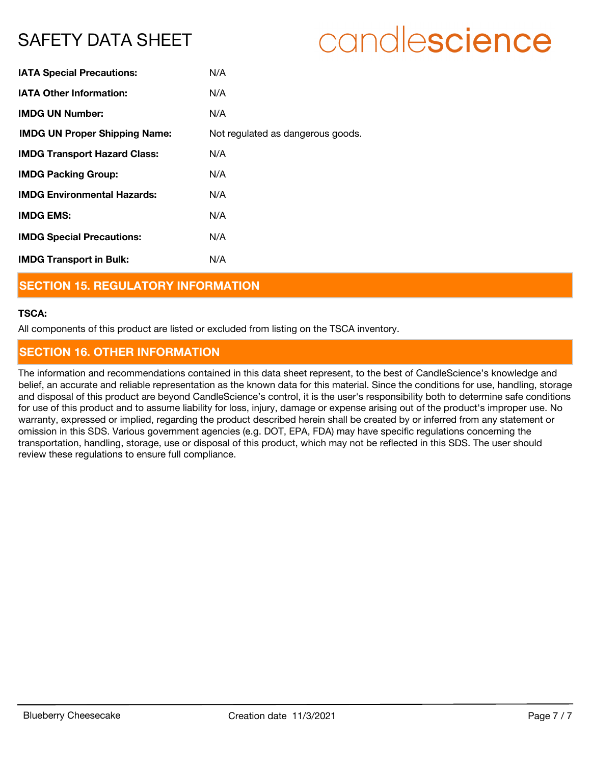| | |
|---|---|
| **IATA Special Precautions:** | N/A |
| **IATA Other Information:** | N/A |
| **IMDG UN Number:** | N/A |
| **IMDG UN Proper Shipping Name:** | Not regulated as dangerous goods. |
| **IMDG Transport Hazard Class:** | N/A |
| **IMDG Packing Group:** | N/A |
| **IMDG Environmental Hazards:** | N/A |
| **IMDG EMS:** | N/A |
| **IMDG Special Precautions:** | N/A |
| **IMDG Transport in Bulk:** | N/A |

## SECTION 15. REGULATORY INFORMATION

**TSCA:**

All components of this product are listed or excluded from listing on the TSCA inventory.

## SECTION 16. OTHER INFORMATION

The information and recommendations contained in this data sheet represent, to the best of CandleScience's knowledge and belief, an accurate and reliable representation as the known data for this material. Since the conditions for use, handling, storage and disposal of this product are beyond CandleScience's control, it is the user's responsibility both to determine safe conditions for use of this product and to assume liability for loss, injury, damage or expense arising out of the product's improper use. No warranty, expressed or implied, regarding the product described herein shall be created by or inferred from any statement or omission in this SDS. Various government agencies (e.g. DOT, EPA, FDA) may have specific regulations concerning the transportation, handling, storage, use or disposal of this product, which may not be reflected in this SDS. The user should review these regulations to ensure full compliance.